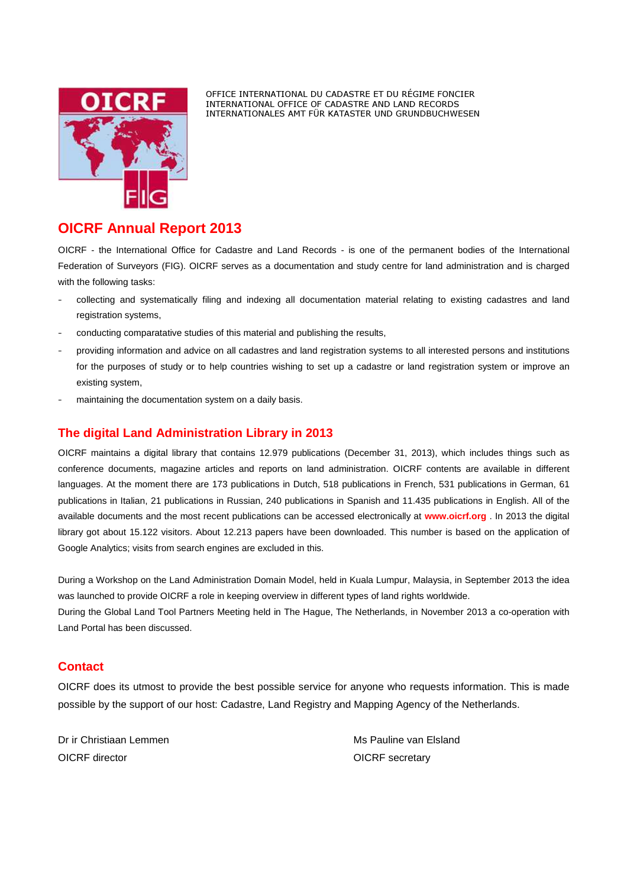OFFICE INTERNATIONAL DU CADASTRE ET DU RÉGIME FONCIER
INTERNATIONAL OFFICE OF CADASTRE AND LAND RECORDS
INTERNATIONALES AMT FÜR KATASTER UND GRUNDBUCHWESEN

# OICRF Annual Report 2013

OICRF - the International Office for Cadastre and Land Records - is one of the permanent bodies of the International Federation of Surveyors (FIG). OICRF serves as a documentation and study centre for land administration and is charged with the following tasks:

- collecting and systematically filing and indexing all documentation material relating to existing cadastres and land registration systems,
- conducting comparatative studies of this material and publishing the results,
- providing information and advice on all cadastres and land registration systems to all interested persons and institutions for the purposes of study or to help countries wishing to set up a cadastre or land registration system or improve an existing system,
- maintaining the documentation system on a daily basis.

## The digital Land Administration Library in 2013

OICRF maintains a digital library that contains 12.979 publications (December 31, 2013), which includes things such as conference documents, magazine articles and reports on land administration. OICRF contents are available in different languages. At the moment there are 173 publications in Dutch, 518 publications in French, 531 publications in German, 61 publications in Italian, 21 publications in Russian, 240 publications in Spanish and 11.435 publications in English. All of the available documents and the most recent publications can be accessed electronically at **www.oicrf.org** . In 2013 the digital library got about 15.122 visitors. About 12.213 papers have been downloaded. This number is based on the application of Google Analytics; visits from search engines are excluded in this.

During a Workshop on the Land Administration Domain Model, held in Kuala Lumpur, Malaysia, in September 2013 the idea was launched to provide OICRF a role in keeping overview in different types of land rights worldwide.
During the Global Land Tool Partners Meeting held in The Hague, The Netherlands, in November 2013 a co-operation with Land Portal has been discussed.

## Contact

OICRF does its utmost to provide the best possible service for anyone who requests information. This is made possible by the support of our host: Cadastre, Land Registry and Mapping Agency of the Netherlands.

Dr ir Christiaan Lemmen
OICRF director

Ms Pauline van Elsland
OICRF secretary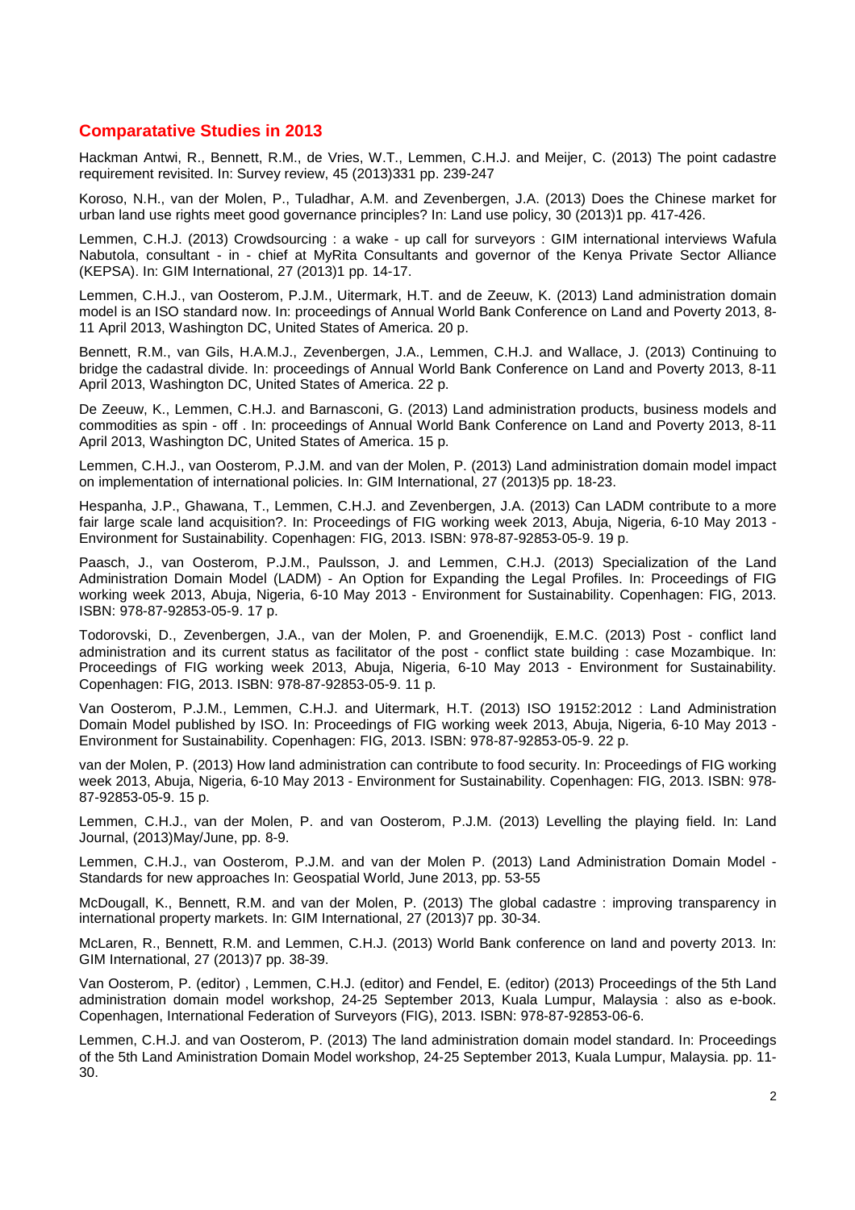## Comparatative Studies in 2013

Hackman Antwi, R., Bennett, R.M., de Vries, W.T., Lemmen, C.H.J. and Meijer, C. (2013) The point cadastre requirement revisited. In: Survey review, 45 (2013)331 pp. 239-247

Koroso, N.H., van der Molen, P., Tuladhar, A.M. and Zevenbergen, J.A. (2013) Does the Chinese market for urban land use rights meet good governance principles? In: Land use policy, 30 (2013)1 pp. 417-426.

Lemmen, C.H.J. (2013) Crowdsourcing : a wake - up call for surveyors : GIM international interviews Wafula Nabutola, consultant - in - chief at MyRita Consultants and governor of the Kenya Private Sector Alliance (KEPSA). In: GIM International, 27 (2013)1 pp. 14-17.

Lemmen, C.H.J., van Oosterom, P.J.M., Uitermark, H.T. and de Zeeuw, K. (2013) Land administration domain model is an ISO standard now. In: proceedings of Annual World Bank Conference on Land and Poverty 2013, 8-11 April 2013, Washington DC, United States of America. 20 p.

Bennett, R.M., van Gils, H.A.M.J., Zevenbergen, J.A., Lemmen, C.H.J. and Wallace, J. (2013) Continuing to bridge the cadastral divide. In: proceedings of Annual World Bank Conference on Land and Poverty 2013, 8-11 April 2013, Washington DC, United States of America. 22 p.

De Zeeuw, K., Lemmen, C.H.J. and Barnasconi, G. (2013) Land administration products, business models and commodities as spin - off . In: proceedings of Annual World Bank Conference on Land and Poverty 2013, 8-11 April 2013, Washington DC, United States of America. 15 p.

Lemmen, C.H.J., van Oosterom, P.J.M. and van der Molen, P. (2013) Land administration domain model impact on implementation of international policies. In: GIM International, 27 (2013)5 pp. 18-23.

Hespanha, J.P., Ghawana, T., Lemmen, C.H.J. and Zevenbergen, J.A. (2013) Can LADM contribute to a more fair large scale land acquisition?. In: Proceedings of FIG working week 2013, Abuja, Nigeria, 6-10 May 2013 - Environment for Sustainability. Copenhagen: FIG, 2013. ISBN: 978-87-92853-05-9. 19 p.

Paasch, J., van Oosterom, P.J.M., Paulsson, J. and Lemmen, C.H.J. (2013) Specialization of the Land Administration Domain Model (LADM) - An Option for Expanding the Legal Profiles. In: Proceedings of FIG working week 2013, Abuja, Nigeria, 6-10 May 2013 - Environment for Sustainability. Copenhagen: FIG, 2013. ISBN: 978-87-92853-05-9. 17 p.

Todorovski, D., Zevenbergen, J.A., van der Molen, P. and Groenendijk, E.M.C. (2013) Post - conflict land administration and its current status as facilitator of the post - conflict state building : case Mozambique. In: Proceedings of FIG working week 2013, Abuja, Nigeria, 6-10 May 2013 - Environment for Sustainability. Copenhagen: FIG, 2013. ISBN: 978-87-92853-05-9. 11 p.

Van Oosterom, P.J.M., Lemmen, C.H.J. and Uitermark, H.T. (2013) ISO 19152:2012 : Land Administration Domain Model published by ISO. In: Proceedings of FIG working week 2013, Abuja, Nigeria, 6-10 May 2013 - Environment for Sustainability. Copenhagen: FIG, 2013. ISBN: 978-87-92853-05-9. 22 p.

van der Molen, P. (2013) How land administration can contribute to food security. In: Proceedings of FIG working week 2013, Abuja, Nigeria, 6-10 May 2013 - Environment for Sustainability. Copenhagen: FIG, 2013. ISBN: 978-87-92853-05-9. 15 p.

Lemmen, C.H.J., van der Molen, P. and van Oosterom, P.J.M. (2013) Levelling the playing field. In: Land Journal, (2013)May/June, pp. 8-9.

Lemmen, C.H.J., van Oosterom, P.J.M. and van der Molen P. (2013) Land Administration Domain Model - Standards for new approaches In: Geospatial World, June 2013, pp. 53-55

McDougall, K., Bennett, R.M. and van der Molen, P. (2013) The global cadastre : improving transparency in international property markets. In: GIM International, 27 (2013)7 pp. 30-34.

McLaren, R., Bennett, R.M. and Lemmen, C.H.J. (2013) World Bank conference on land and poverty 2013. In: GIM International, 27 (2013)7 pp. 38-39.

Van Oosterom, P. (editor) , Lemmen, C.H.J. (editor) and Fendel, E. (editor) (2013) Proceedings of the 5th Land administration domain model workshop, 24-25 September 2013, Kuala Lumpur, Malaysia : also as e-book. Copenhagen, International Federation of Surveyors (FIG), 2013. ISBN: 978-87-92853-06-6.

Lemmen, C.H.J. and van Oosterom, P. (2013) The land administration domain model standard. In: Proceedings of the 5th Land Aministration Domain Model workshop, 24-25 September 2013, Kuala Lumpur, Malaysia. pp. 11-30.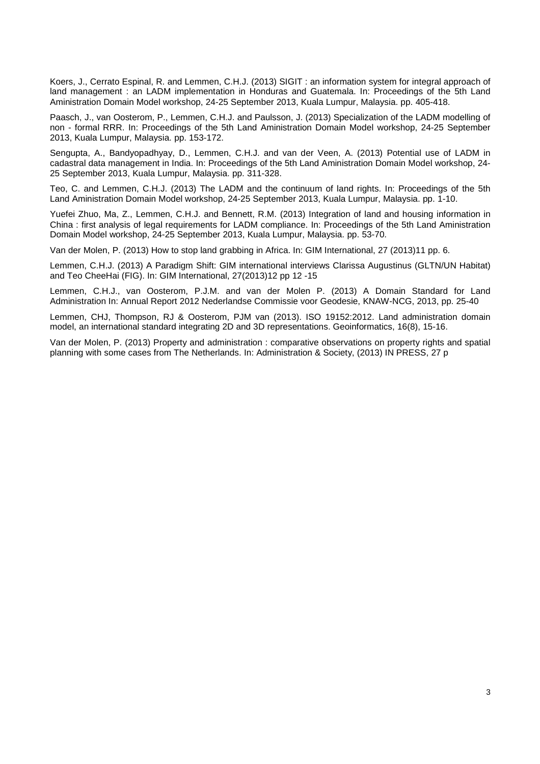Koers, J., Cerrato Espinal, R. and Lemmen, C.H.J. (2013) SIGIT : an information system for integral approach of land management : an LADM implementation in Honduras and Guatemala. In: Proceedings of the 5th Land Aministration Domain Model workshop, 24-25 September 2013, Kuala Lumpur, Malaysia. pp. 405-418.

Paasch, J., van Oosterom, P., Lemmen, C.H.J. and Paulsson, J. (2013) Specialization of the LADM modelling of non - formal RRR. In: Proceedings of the 5th Land Aministration Domain Model workshop, 24-25 September 2013, Kuala Lumpur, Malaysia. pp. 153-172.

Sengupta, A., Bandyopadhyay, D., Lemmen, C.H.J. and van der Veen, A. (2013) Potential use of LADM in cadastral data management in India. In: Proceedings of the 5th Land Aministration Domain Model workshop, 24-25 September 2013, Kuala Lumpur, Malaysia. pp. 311-328.

Teo, C. and Lemmen, C.H.J. (2013) The LADM and the continuum of land rights. In: Proceedings of the 5th Land Aministration Domain Model workshop, 24-25 September 2013, Kuala Lumpur, Malaysia. pp. 1-10.

Yuefei Zhuo, Ma, Z., Lemmen, C.H.J. and Bennett, R.M. (2013) Integration of land and housing information in China : first analysis of legal requirements for LADM compliance. In: Proceedings of the 5th Land Aministration Domain Model workshop, 24-25 September 2013, Kuala Lumpur, Malaysia. pp. 53-70.

Van der Molen, P. (2013) How to stop land grabbing in Africa. In: GIM International, 27 (2013)11 pp. 6.

Lemmen, C.H.J. (2013) A Paradigm Shift: GIM international interviews Clarissa Augustinus (GLTN/UN Habitat) and Teo CheeHai (FIG). In: GIM International, 27(2013)12 pp 12 -15

Lemmen, C.H.J., van Oosterom, P.J.M. and van der Molen P. (2013) A Domain Standard for Land Administration In: Annual Report 2012 Nederlandse Commissie voor Geodesie, KNAW-NCG, 2013, pp. 25-40

Lemmen, CHJ, Thompson, RJ & Oosterom, PJM van (2013). ISO 19152:2012. Land administration domain model, an international standard integrating 2D and 3D representations. Geoinformatics, 16(8), 15-16.

Van der Molen, P. (2013) Property and administration : comparative observations on property rights and spatial planning with some cases from The Netherlands. In: Administration & Society, (2013) IN PRESS, 27 p